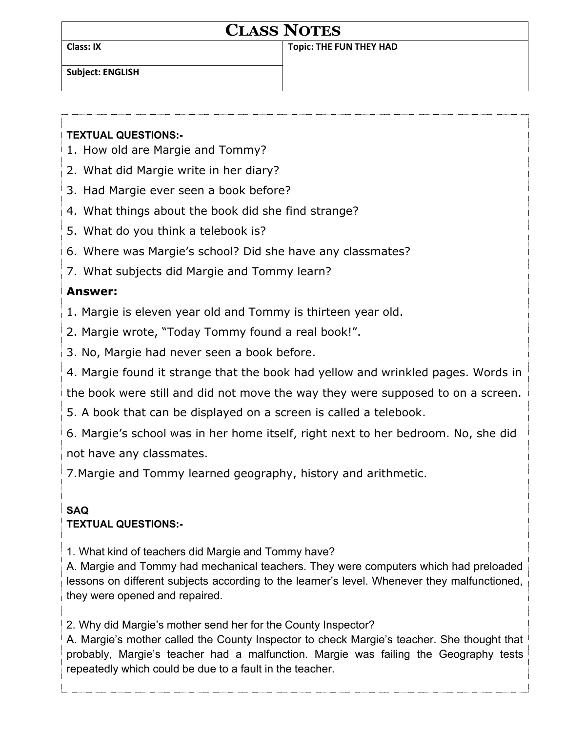# CLASS NOTES

| Class: IX | Topic: THE FUN THEY HAD |
| --- | --- |
| Subject: ENGLISH | |

**TEXTUAL QUESTIONS:-**

1. How old are Margie and Tommy?
2. What did Margie write in her diary?
3. Had Margie ever seen a book before?
4. What things about the book did she find strange?
5. What do you think a telebook is?
6. Where was Margie's school? Did she have any classmates?
7. What subjects did Margie and Tommy learn?

**Answer:**

1. Margie is eleven year old and Tommy is thirteen year old.

2. Margie wrote, "Today Tommy found a real book!".

3. No, Margie had never seen a book before.

4. Margie found it strange that the book had yellow and wrinkled pages. Words in the book were still and did not move the way they were supposed to on a screen.

5. A book that can be displayed on a screen is called a telebook.

6. Margie's school was in her home itself, right next to her bedroom. No, she did not have any classmates.

7.Margie and Tommy learned geography, history and arithmetic.

**SAQ**

**TEXTUAL QUESTIONS:-**

1. What kind of teachers did Margie and Tommy have?

A. Margie and Tommy had mechanical teachers. They were computers which had preloaded lessons on different subjects according to the learner's level. Whenever they malfunctioned, they were opened and repaired.

2. Why did Margie's mother send her for the County Inspector?

A. Margie's mother called the County Inspector to check Margie's teacher. She thought that probably, Margie's teacher had a malfunction. Margie was failing the Geography tests repeatedly which could be due to a fault in the teacher.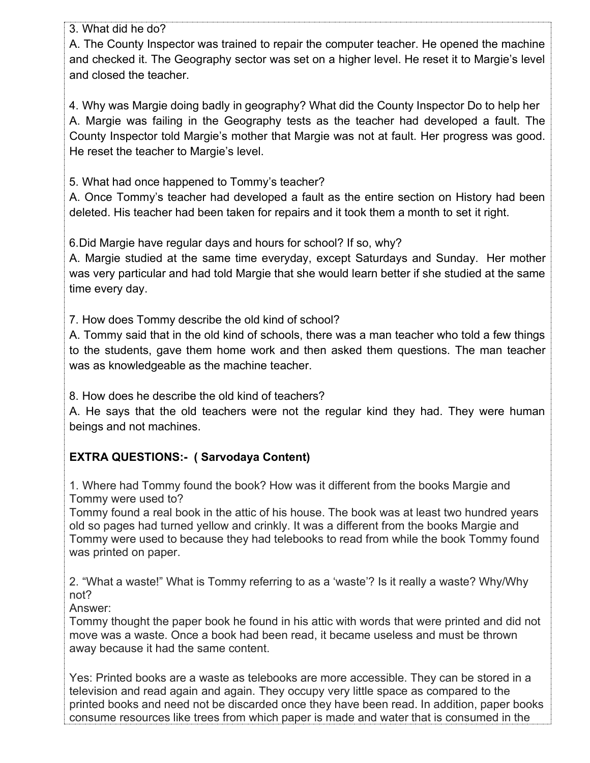3. What did he do?

A. The County Inspector was trained to repair the computer teacher. He opened the machine and checked it. The Geography sector was set on a higher level. He reset it to Margie's level and closed the teacher.

4. Why was Margie doing badly in geography? What did the County Inspector Do to help her

A. Margie was failing in the Geography tests as the teacher had developed a fault. The County Inspector told Margie's mother that Margie was not at fault. Her progress was good. He reset the teacher to Margie's level.

5. What had once happened to Tommy's teacher?

A. Once Tommy's teacher had developed a fault as the entire section on History had been deleted. His teacher had been taken for repairs and it took them a month to set it right.

6.Did Margie have regular days and hours for school? If so, why?

A. Margie studied at the same time everyday, except Saturdays and Sunday. Her mother was very particular and had told Margie that she would learn better if she studied at the same time every day.

7. How does Tommy describe the old kind of school?

A. Tommy said that in the old kind of schools, there was a man teacher who told a few things to the students, gave them home work and then asked them questions. The man teacher was as knowledgeable as the machine teacher.

8. How does he describe the old kind of teachers?

A. He says that the old teachers were not the regular kind they had. They were human beings and not machines.

**EXTRA QUESTIONS:- ( Sarvodaya Content)**

1. Where had Tommy found the book? How was it different from the books Margie and Tommy were used to?

Tommy found a real book in the attic of his house. The book was at least two hundred years old so pages had turned yellow and crinkly. It was a different from the books Margie and Tommy were used to because they had telebooks to read from while the book Tommy found was printed on paper.

2. "What a waste!" What is Tommy referring to as a 'waste'? Is it really a waste? Why/Why not?

Answer:

Tommy thought the paper book he found in his attic with words that were printed and did not move was a waste. Once a book had been read, it became useless and must be thrown away because it had the same content.

Yes: Printed books are a waste as telebooks are more accessible. They can be stored in a television and read again and again. They occupy very little space as compared to the printed books and need not be discarded once they have been read. In addition, paper books consume resources like trees from which paper is made and water that is consumed in the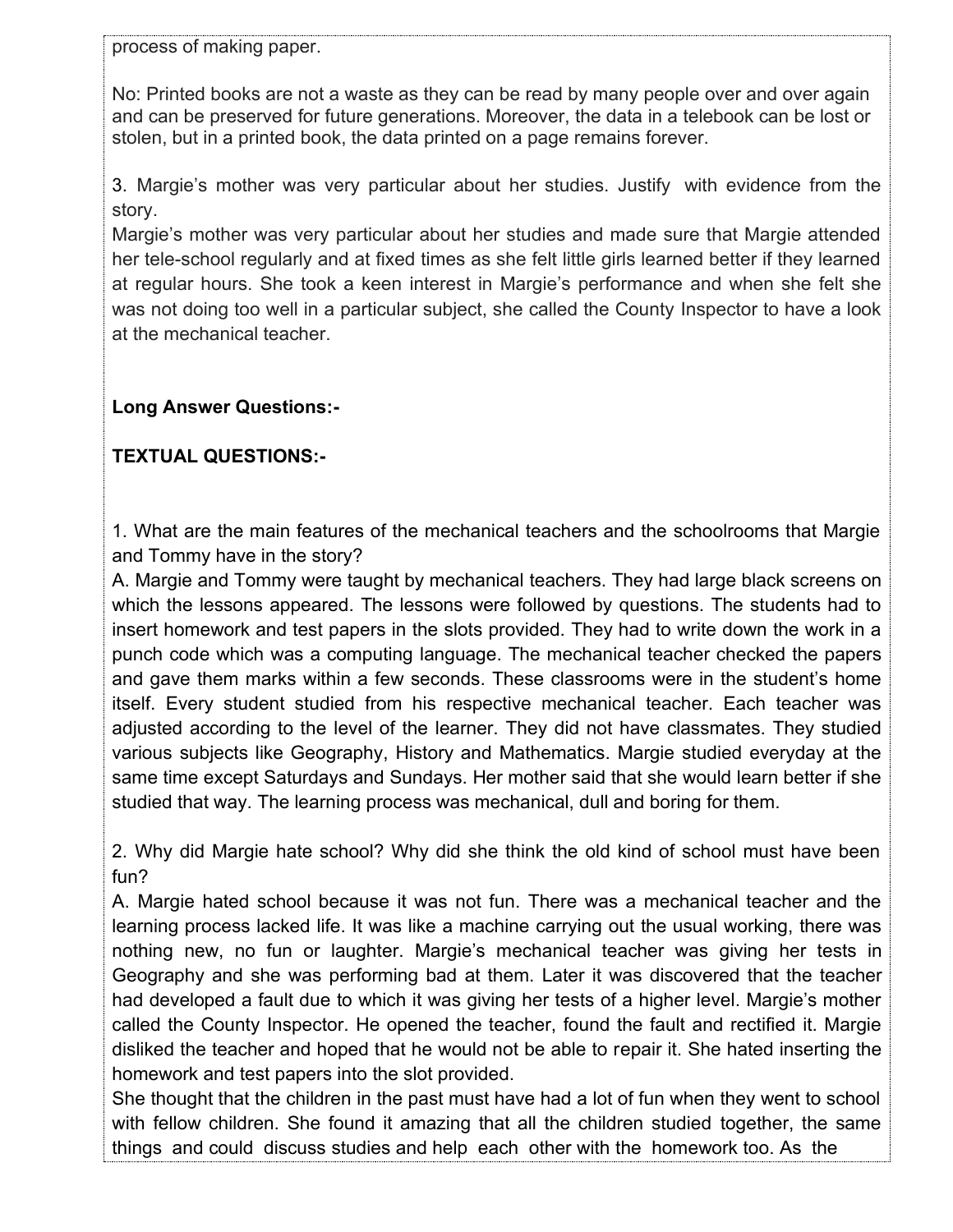process of making paper.

No: Printed books are not a waste as they can be read by many people over and over again and can be preserved for future generations. Moreover, the data in a telebook can be lost or stolen, but in a printed book, the data printed on a page remains forever.

3. Margie's mother was very particular about her studies. Justify with evidence from the story.
Margie's mother was very particular about her studies and made sure that Margie attended her tele-school regularly and at fixed times as she felt little girls learned better if they learned at regular hours. She took a keen interest in Margie's performance and when she felt she was not doing too well in a particular subject, she called the County Inspector to have a look at the mechanical teacher.

**Long Answer Questions:-**

**TEXTUAL QUESTIONS:-**

1. What are the main features of the mechanical teachers and the schoolrooms that Margie and Tommy have in the story?
A. Margie and Tommy were taught by mechanical teachers. They had large black screens on which the lessons appeared. The lessons were followed by questions. The students had to insert homework and test papers in the slots provided. They had to write down the work in a punch code which was a computing language. The mechanical teacher checked the papers and gave them marks within a few seconds. These classrooms were in the student's home itself. Every student studied from his respective mechanical teacher. Each teacher was adjusted according to the level of the learner. They did not have classmates. They studied various subjects like Geography, History and Mathematics. Margie studied everyday at the same time except Saturdays and Sundays. Her mother said that she would learn better if she studied that way. The learning process was mechanical, dull and boring for them.

2. Why did Margie hate school? Why did she think the old kind of school must have been fun?
A. Margie hated school because it was not fun. There was a mechanical teacher and the learning process lacked life. It was like a machine carrying out the usual working, there was nothing new, no fun or laughter. Margie's mechanical teacher was giving her tests in Geography and she was performing bad at them. Later it was discovered that the teacher had developed a fault due to which it was giving her tests of a higher level. Margie's mother called the County Inspector. He opened the teacher, found the fault and rectified it. Margie disliked the teacher and hoped that he would not be able to repair it. She hated inserting the homework and test papers into the slot provided.
She thought that the children in the past must have had a lot of fun when they went to school with fellow children. She found it amazing that all the children studied together, the same things and could discuss studies and help each other with the homework too. As the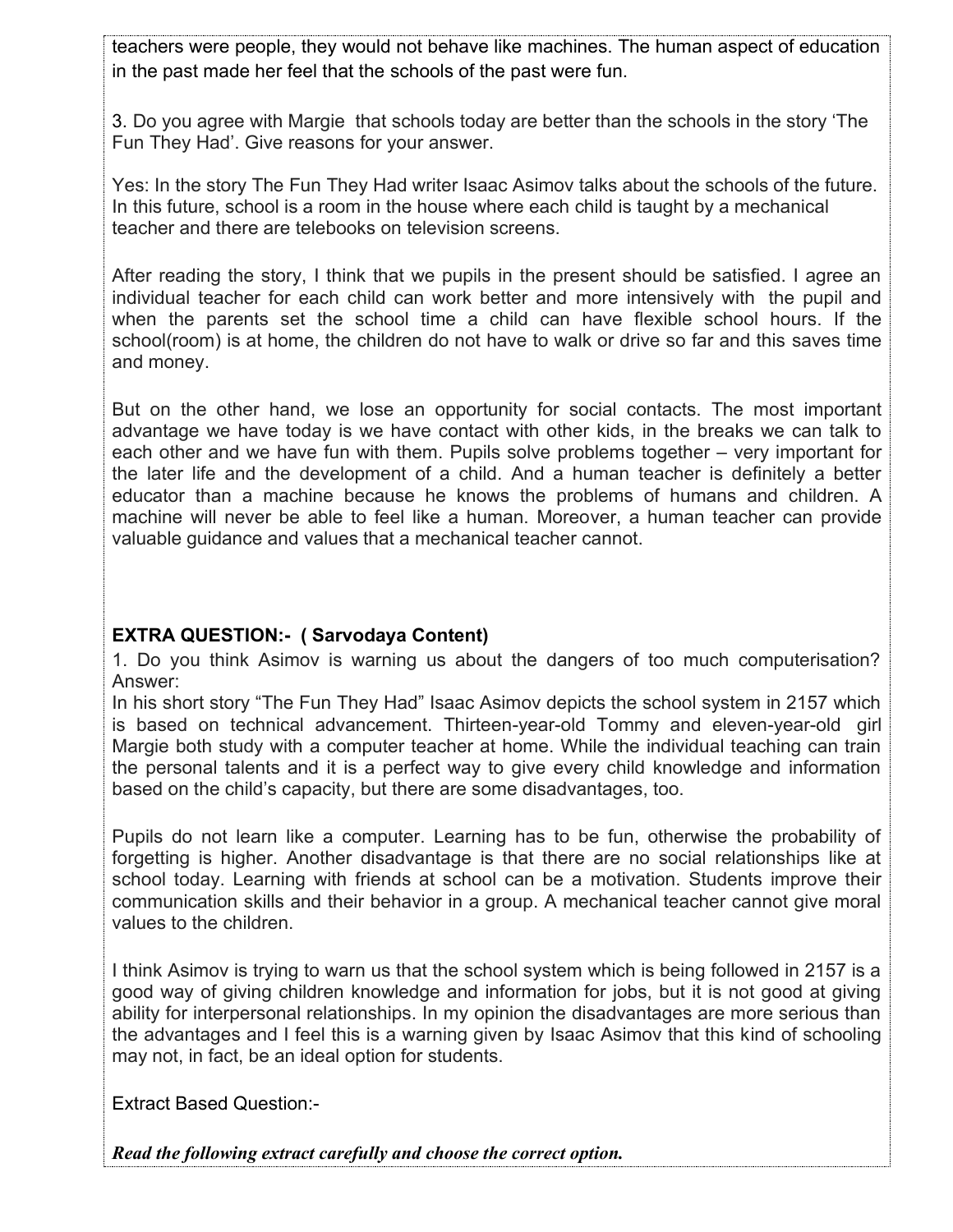teachers were people, they would not behave like machines. The human aspect of education in the past made her feel that the schools of the past were fun.

3. Do you agree with Margie that schools today are better than the schools in the story 'The Fun They Had'. Give reasons for your answer.

Yes: In the story The Fun They Had writer Isaac Asimov talks about the schools of the future. In this future, school is a room in the house where each child is taught by a mechanical teacher and there are telebooks on television screens.

After reading the story, I think that we pupils in the present should be satisfied. I agree an individual teacher for each child can work better and more intensively with the pupil and when the parents set the school time a child can have flexible school hours. If the school(room) is at home, the children do not have to walk or drive so far and this saves time and money.

But on the other hand, we lose an opportunity for social contacts. The most important advantage we have today is we have contact with other kids, in the breaks we can talk to each other and we have fun with them. Pupils solve problems together – very important for the later life and the development of a child. And a human teacher is definitely a better educator than a machine because he knows the problems of humans and children. A machine will never be able to feel like a human. Moreover, a human teacher can provide valuable guidance and values that a mechanical teacher cannot.

**EXTRA QUESTION:- ( Sarvodaya Content)**

1. Do you think Asimov is warning us about the dangers of too much computerisation?
Answer:
In his short story "The Fun They Had" Isaac Asimov depicts the school system in 2157 which is based on technical advancement. Thirteen-year-old Tommy and eleven-year-old girl Margie both study with a computer teacher at home. While the individual teaching can train the personal talents and it is a perfect way to give every child knowledge and information based on the child's capacity, but there are some disadvantages, too.

Pupils do not learn like a computer. Learning has to be fun, otherwise the probability of forgetting is higher. Another disadvantage is that there are no social relationships like at school today. Learning with friends at school can be a motivation. Students improve their communication skills and their behavior in a group. A mechanical teacher cannot give moral values to the children.

I think Asimov is trying to warn us that the school system which is being followed in 2157 is a good way of giving children knowledge and information for jobs, but it is not good at giving ability for interpersonal relationships. In my opinion the disadvantages are more serious than the advantages and I feel this is a warning given by Isaac Asimov that this kind of schooling may not, in fact, be an ideal option for students.

Extract Based Question:-

***Read the following extract carefully and choose the correct option.***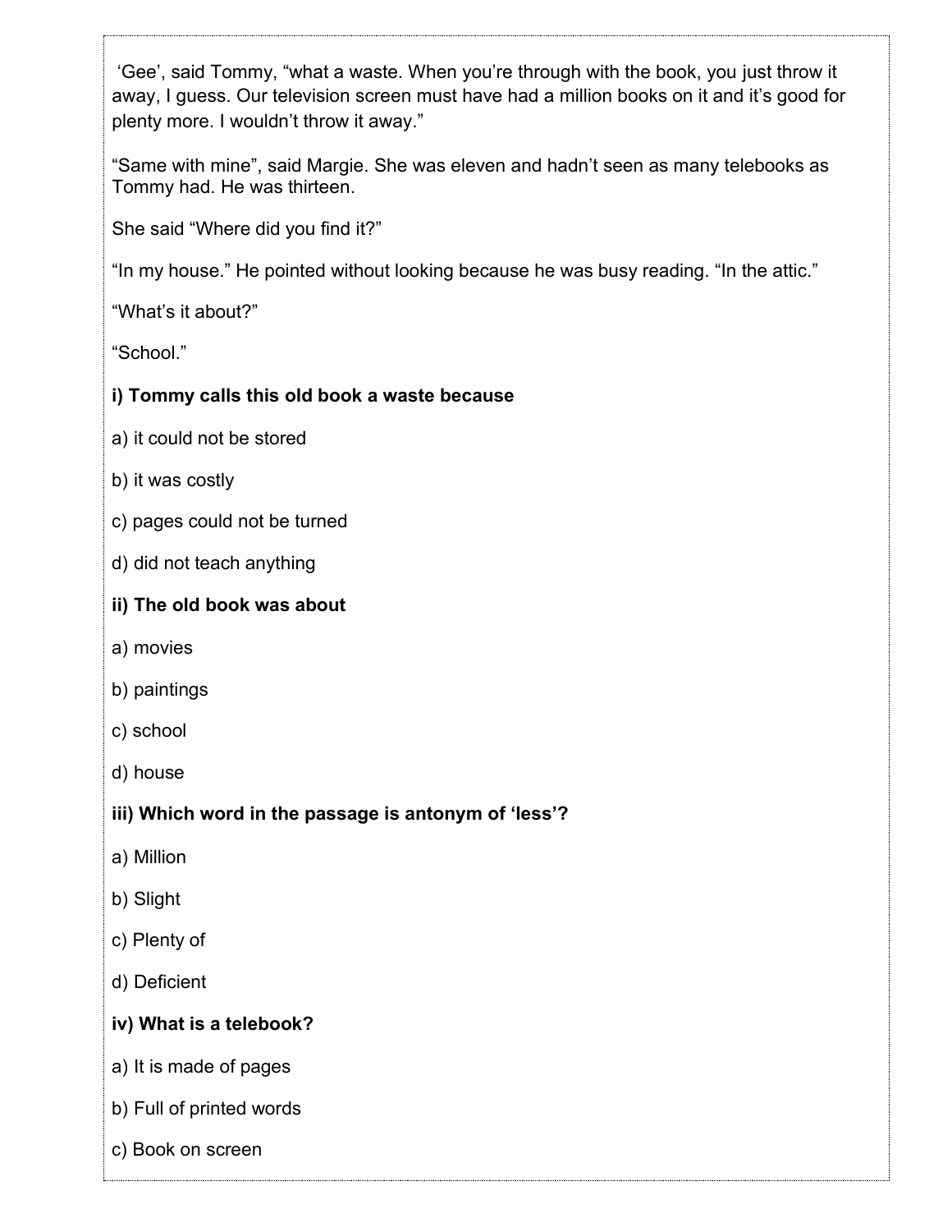'Gee', said Tommy, "what a waste. When you're through with the book, you just throw it away, I guess. Our television screen must have had a million books on it and it's good for plenty more. I wouldn't throw it away."

"Same with mine", said Margie. She was eleven and hadn't seen as many telebooks as Tommy had. He was thirteen.

She said "Where did you find it?"

"In my house." He pointed without looking because he was busy reading. "In the attic."

"What's it about?"

"School."

**i) Tommy calls this old book a waste because**

a) it could not be stored

b) it was costly

c) pages could not be turned

d) did not teach anything

**ii) The old book was about**

a) movies

b) paintings

c) school

d) house

**iii) Which word in the passage is antonym of 'less'?**

a) Million

b) Slight

c) Plenty of

d) Deficient

**iv) What is a telebook?**

a) It is made of pages

b) Full of printed words

c) Book on screen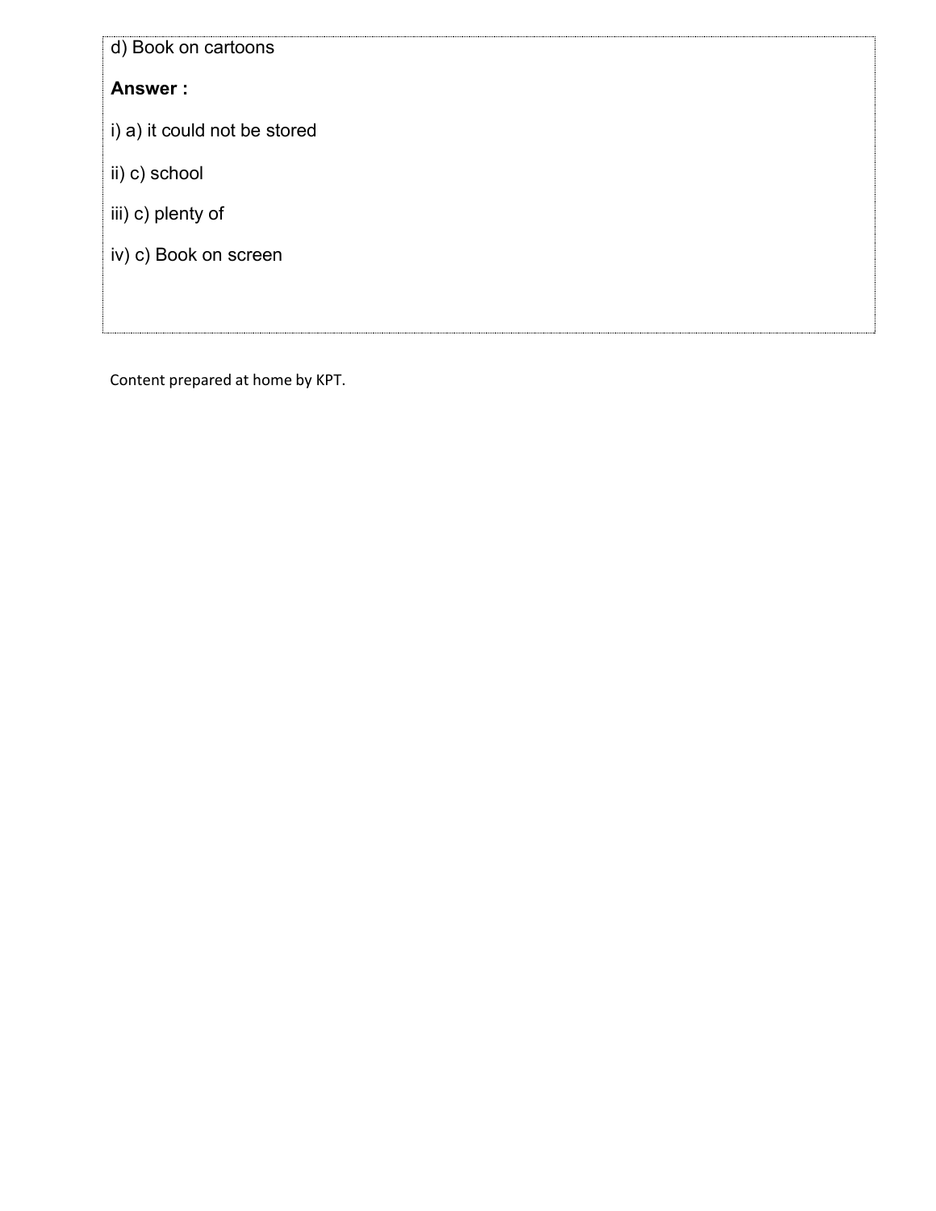d) Book on cartoons

**Answer :**

i) a) it could not be stored

ii) c) school

iii) c) plenty of

iv) c) Book on screen

Content prepared at home by KPT.